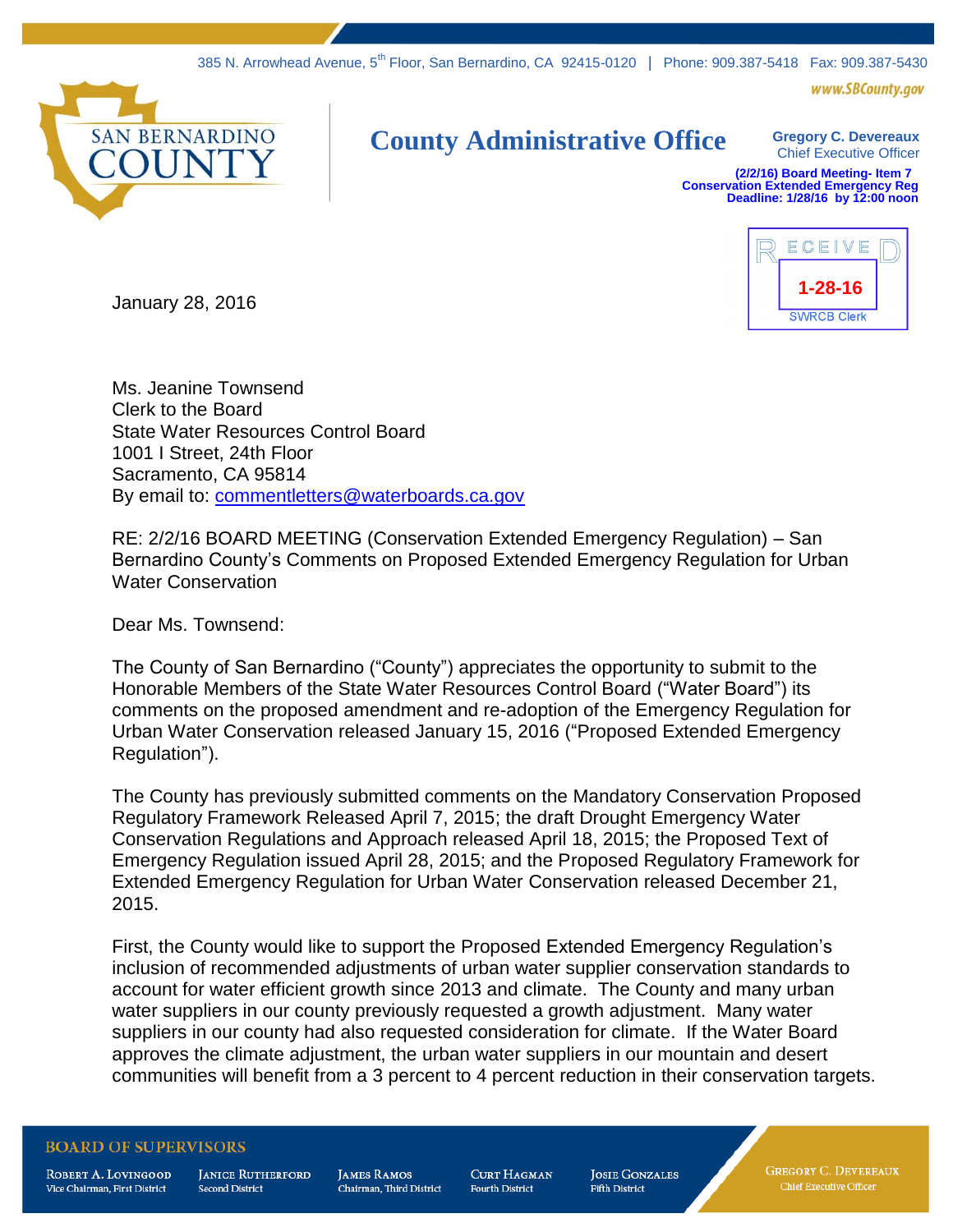385 N. Arrowhead Avenue, 5th Floor, San Bernardino, CA 92415-0120 | Phone: 909.387-5418 Fax: 909.387-5430

www.SBCounty.gov

SAN BERNARDINO COUNTY

**County Administrative Office**

**Gregory C. Devereaux**
Chief Executive Officer

**(2/2/16) Board Meeting- Item 7**
**Conservation Extended Emergency Reg**
**Deadline: 1/28/16 by 12:00 noon**

RECEIVED
**1-28-16**
SWRCB Clerk

January 28, 2016

Ms. Jeanine Townsend
Clerk to the Board
State Water Resources Control Board
1001 I Street, 24th Floor
Sacramento, CA 95814
By email to: commentletters@waterboards.ca.gov

RE: 2/2/16 BOARD MEETING (Conservation Extended Emergency Regulation) – San Bernardino County's Comments on Proposed Extended Emergency Regulation for Urban Water Conservation

Dear Ms. Townsend:

The County of San Bernardino ("County") appreciates the opportunity to submit to the Honorable Members of the State Water Resources Control Board ("Water Board") its comments on the proposed amendment and re-adoption of the Emergency Regulation for Urban Water Conservation released January 15, 2016 ("Proposed Extended Emergency Regulation").

The County has previously submitted comments on the Mandatory Conservation Proposed Regulatory Framework Released April 7, 2015; the draft Drought Emergency Water Conservation Regulations and Approach released April 18, 2015; the Proposed Text of Emergency Regulation issued April 28, 2015; and the Proposed Regulatory Framework for Extended Emergency Regulation for Urban Water Conservation released December 21, 2015.

First, the County would like to support the Proposed Extended Emergency Regulation's inclusion of recommended adjustments of urban water supplier conservation standards to account for water efficient growth since 2013 and climate. The County and many urban water suppliers in our county previously requested a growth adjustment. Many water suppliers in our county had also requested consideration for climate. If the Water Board approves the climate adjustment, the urban water suppliers in our mountain and desert communities will benefit from a 3 percent to 4 percent reduction in their conservation targets.

BOARD OF SUPERVISORS

Robert A. Lovingood, Vice Chairman, First District | Janice Rutherford, Second District | James Ramos, Chairman, Third District | Curt Hagman, Fourth District | Josie Gonzales, Fifth District | Gregory C. Devereaux, Chief Executive Officer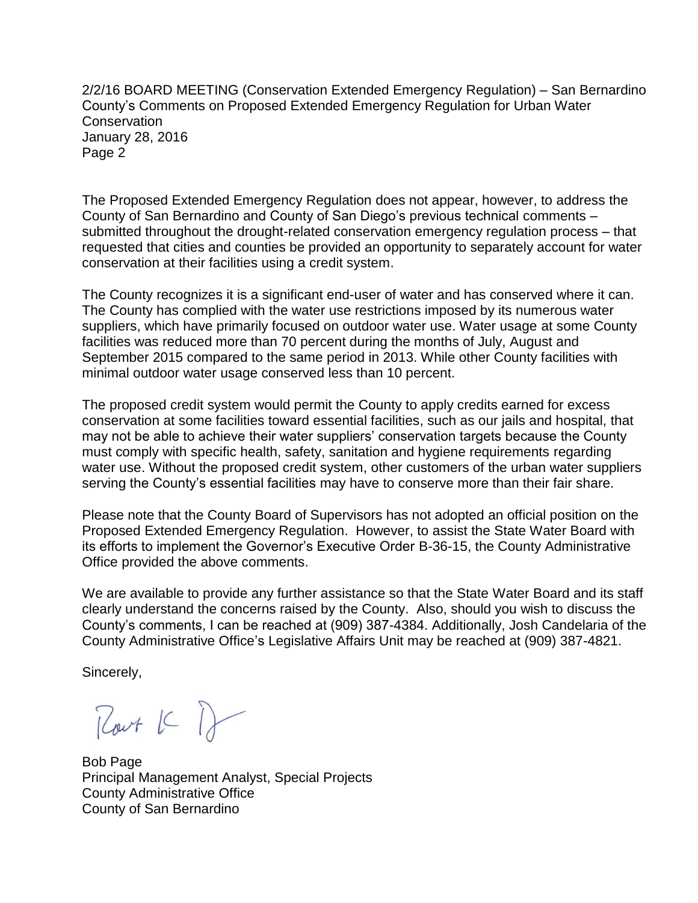The Proposed Extended Emergency Regulation does not appear, however, to address the County of San Bernardino and County of San Diego's previous technical comments – submitted throughout the drought-related conservation emergency regulation process – that requested that cities and counties be provided an opportunity to separately account for water conservation at their facilities using a credit system.

The County recognizes it is a significant end-user of water and has conserved where it can. The County has complied with the water use restrictions imposed by its numerous water suppliers, which have primarily focused on outdoor water use. Water usage at some County facilities was reduced more than 70 percent during the months of July, August and September 2015 compared to the same period in 2013. While other County facilities with minimal outdoor water usage conserved less than 10 percent.

The proposed credit system would permit the County to apply credits earned for excess conservation at some facilities toward essential facilities, such as our jails and hospital, that may not be able to achieve their water suppliers' conservation targets because the County must comply with specific health, safety, sanitation and hygiene requirements regarding water use. Without the proposed credit system, other customers of the urban water suppliers serving the County's essential facilities may have to conserve more than their fair share.

Please note that the County Board of Supervisors has not adopted an official position on the Proposed Extended Emergency Regulation. However, to assist the State Water Board with its efforts to implement the Governor's Executive Order B-36-15, the County Administrative Office provided the above comments.

We are available to provide any further assistance so that the State Water Board and its staff clearly understand the concerns raised by the County. Also, should you wish to discuss the County's comments, I can be reached at (909) 387-4384. Additionally, Josh Candelaria of the County Administrative Office's Legislative Affairs Unit may be reached at (909) 387-4821.

Sincerely,

Bob Page
Principal Management Analyst, Special Projects
County Administrative Office
County of San Bernardino